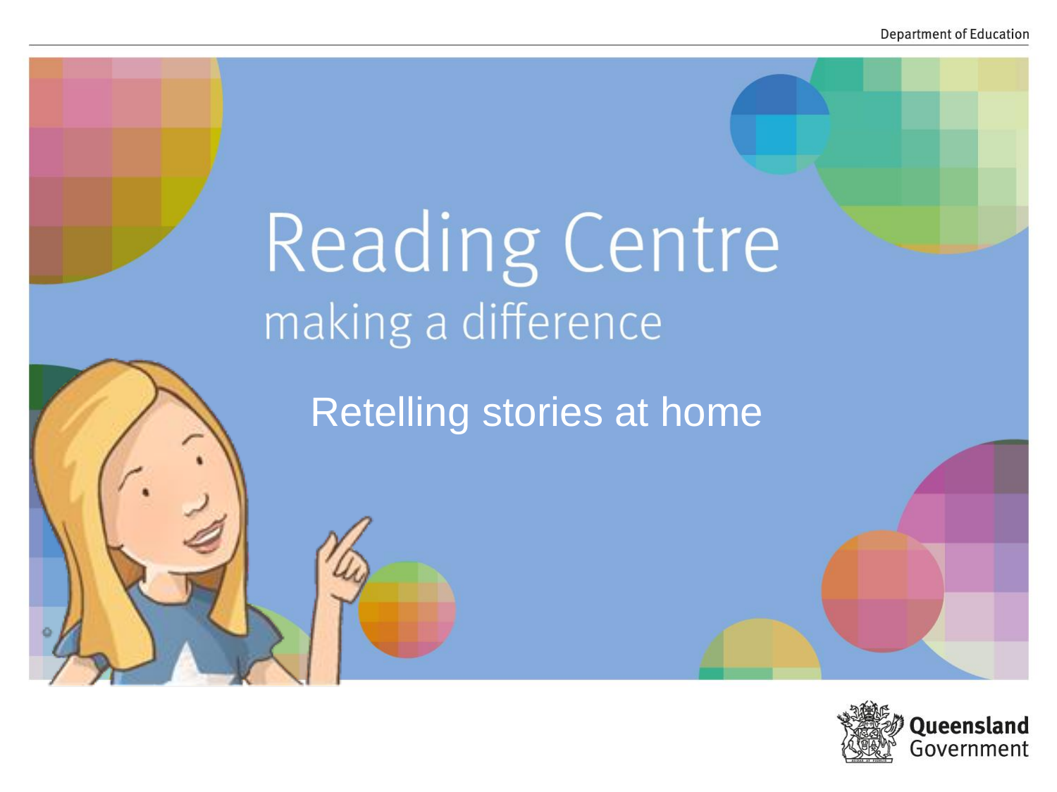# Reading Centre

## making a difference

### Retelling stories at home

Queensland Government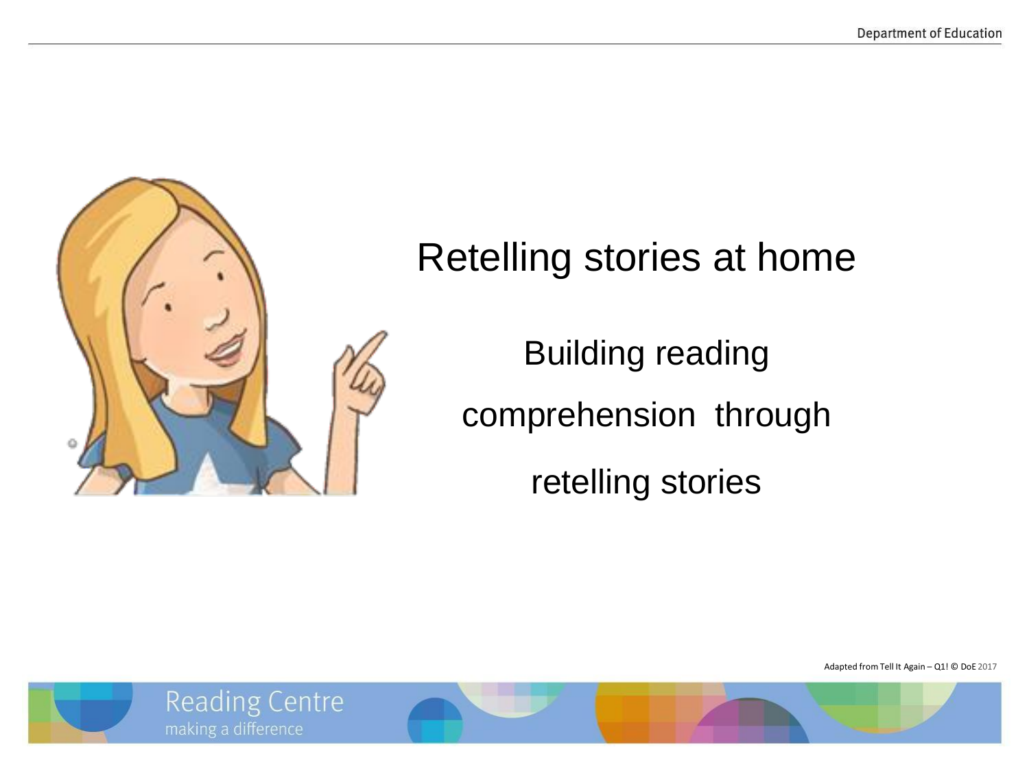# Retelling stories at home

## Building reading comprehension through retelling stories

Adapted from Tell It Again – Q1! © DoE 2017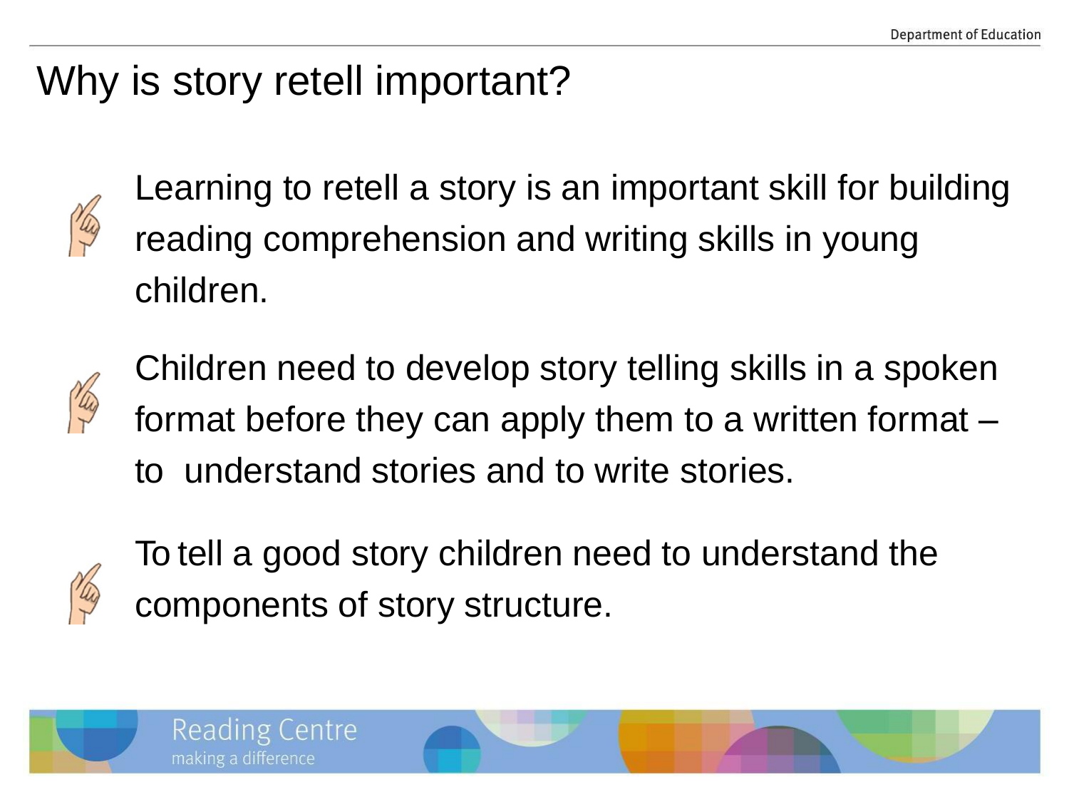# Why is story retell important?

- Learning to retell a story is an important skill for building reading comprehension and writing skills in young children.

- Children need to develop story telling skills in a spoken format before they can apply them to a written format – to understand stories and to write stories.

- To tell a good story children need to understand the components of story structure.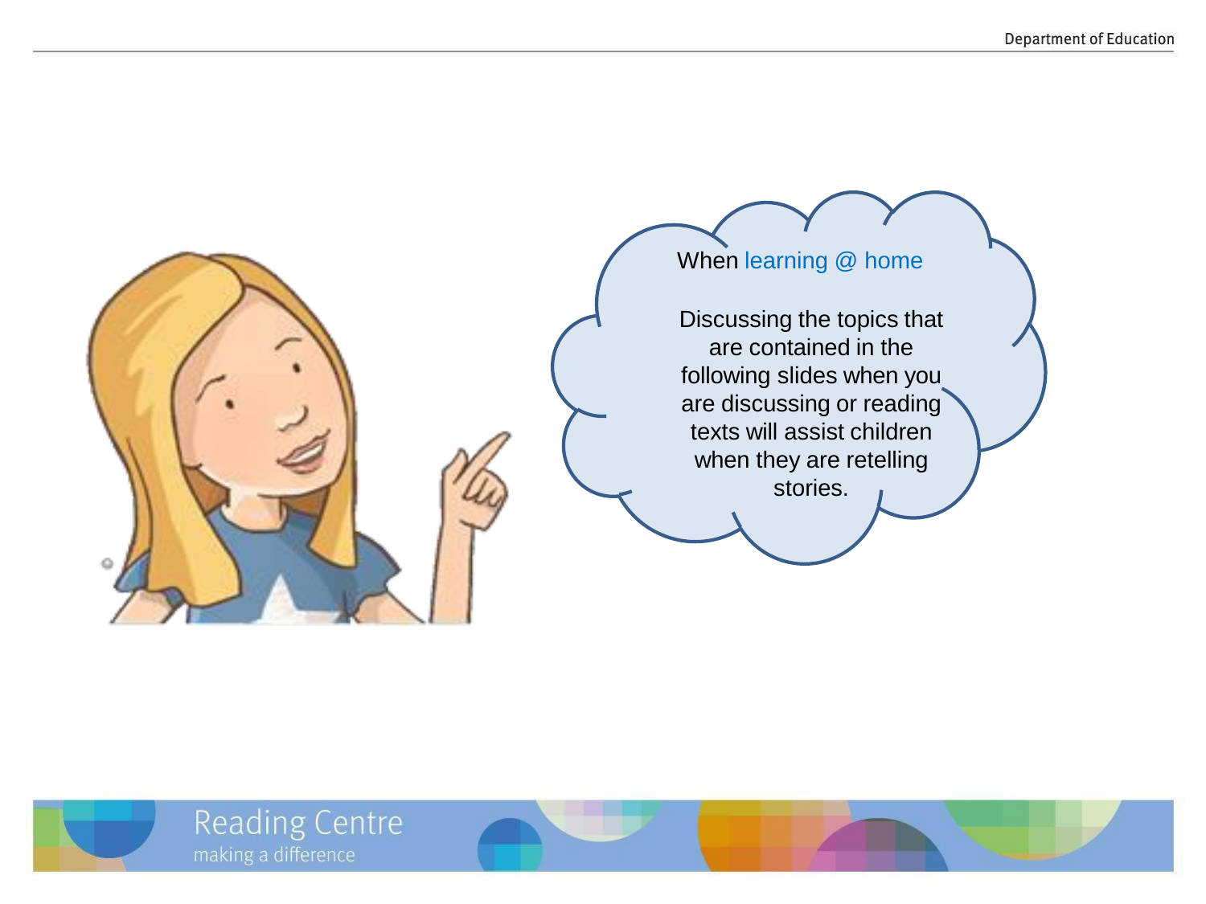When learning @ home

Discussing the topics that are contained in the following slides when you are discussing or reading texts will assist children when they are retelling stories.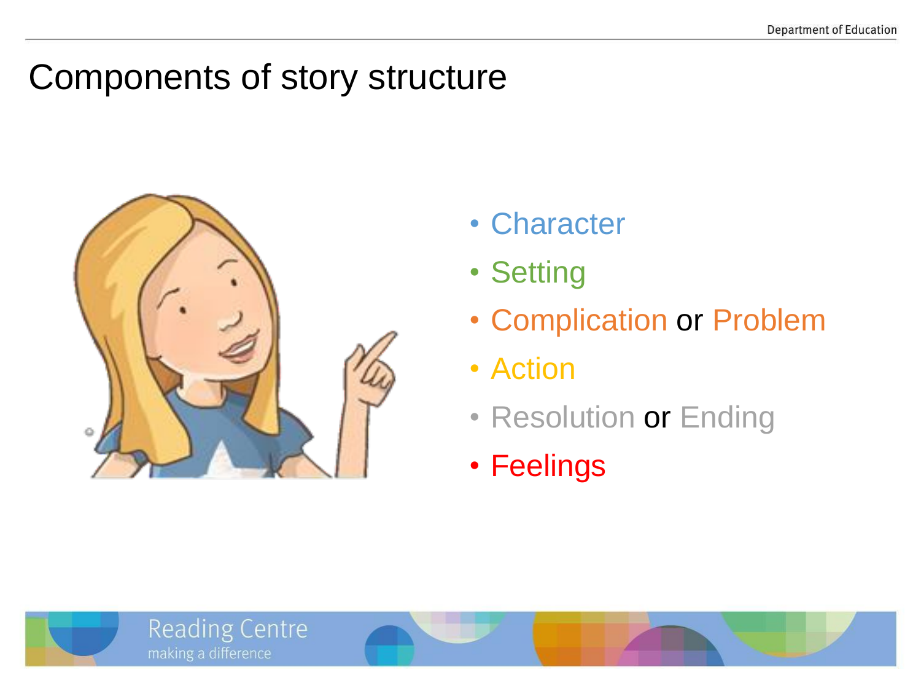# Components of story structure

- Character
- Setting
- Complication or Problem
- Action
- Resolution or Ending
- Feelings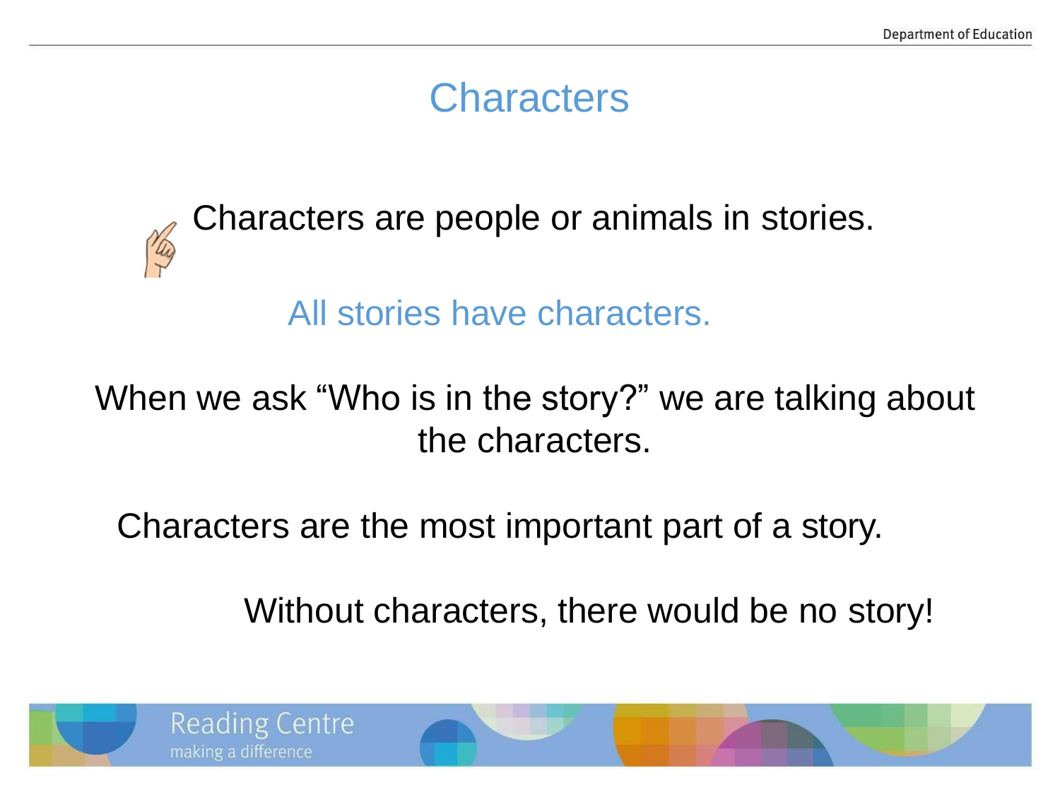# Characters

Characters are people or animals in stories.

All stories have characters.

When we ask “Who is in the story?” we are talking about the characters.

Characters are the most important part of a story.

Without characters, there would be no story!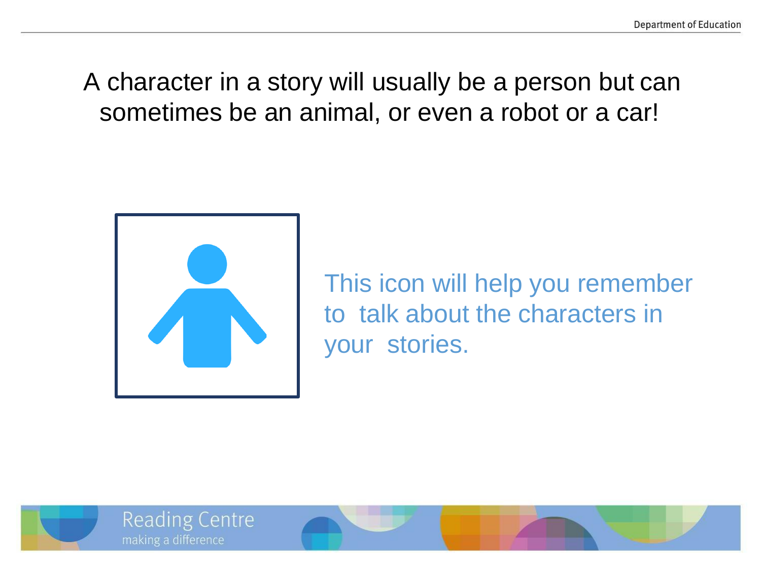A character in a story will usually be a person but can sometimes be an animal, or even a robot or a car!

This icon will help you remember to talk about the characters in your stories.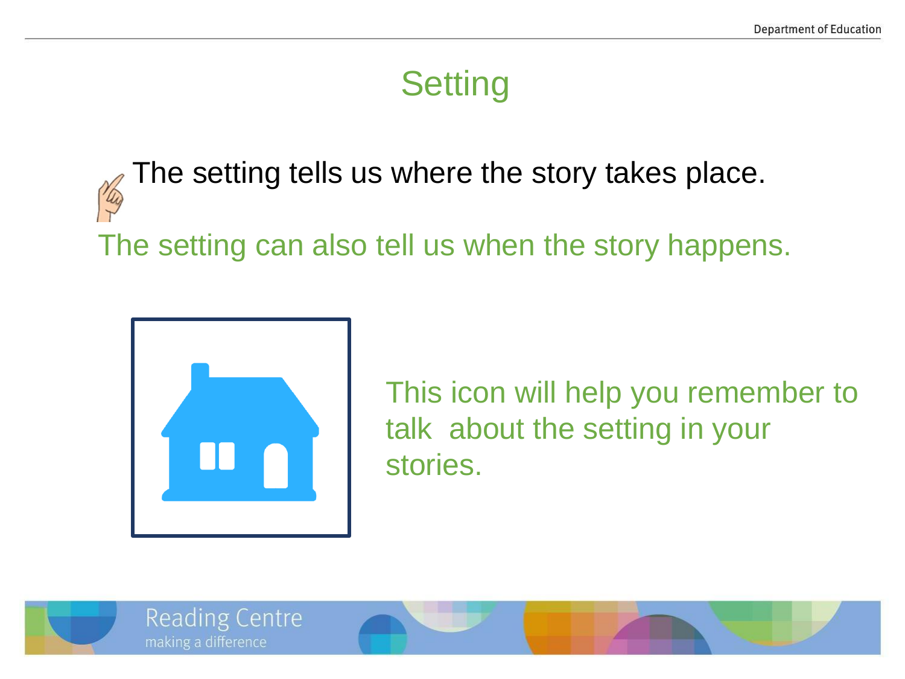# Setting

The setting tells us where the story takes place.

The setting can also tell us when the story happens.

This icon will help you remember to talk about the setting in your stories.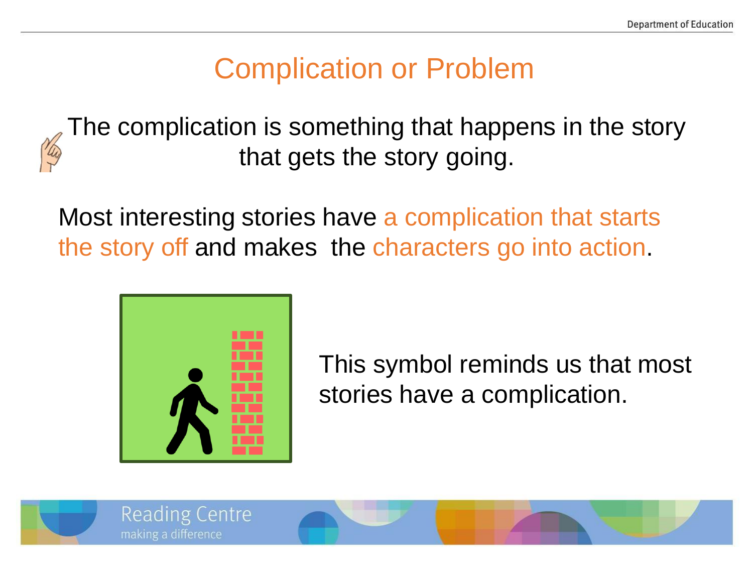# Complication or Problem

The complication is something that happens in the story that gets the story going.

Most interesting stories have a complication that starts the story off and makes the characters go into action.

This symbol reminds us that most stories have a complication.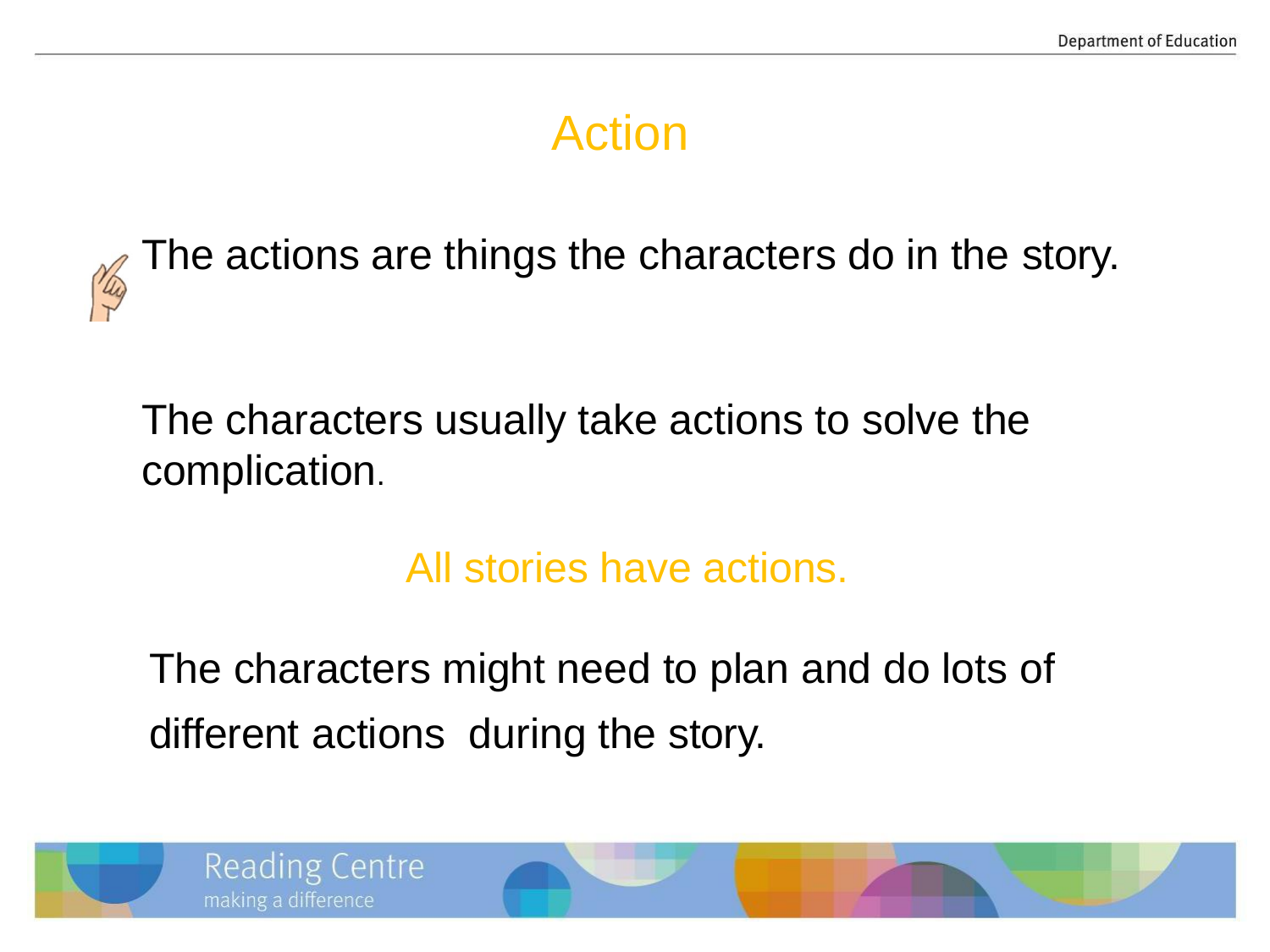# Action

The actions are things the characters do in the story.

The characters usually take actions to solve the complication.

All stories have actions.

The characters might need to plan and do lots of different actions during the story.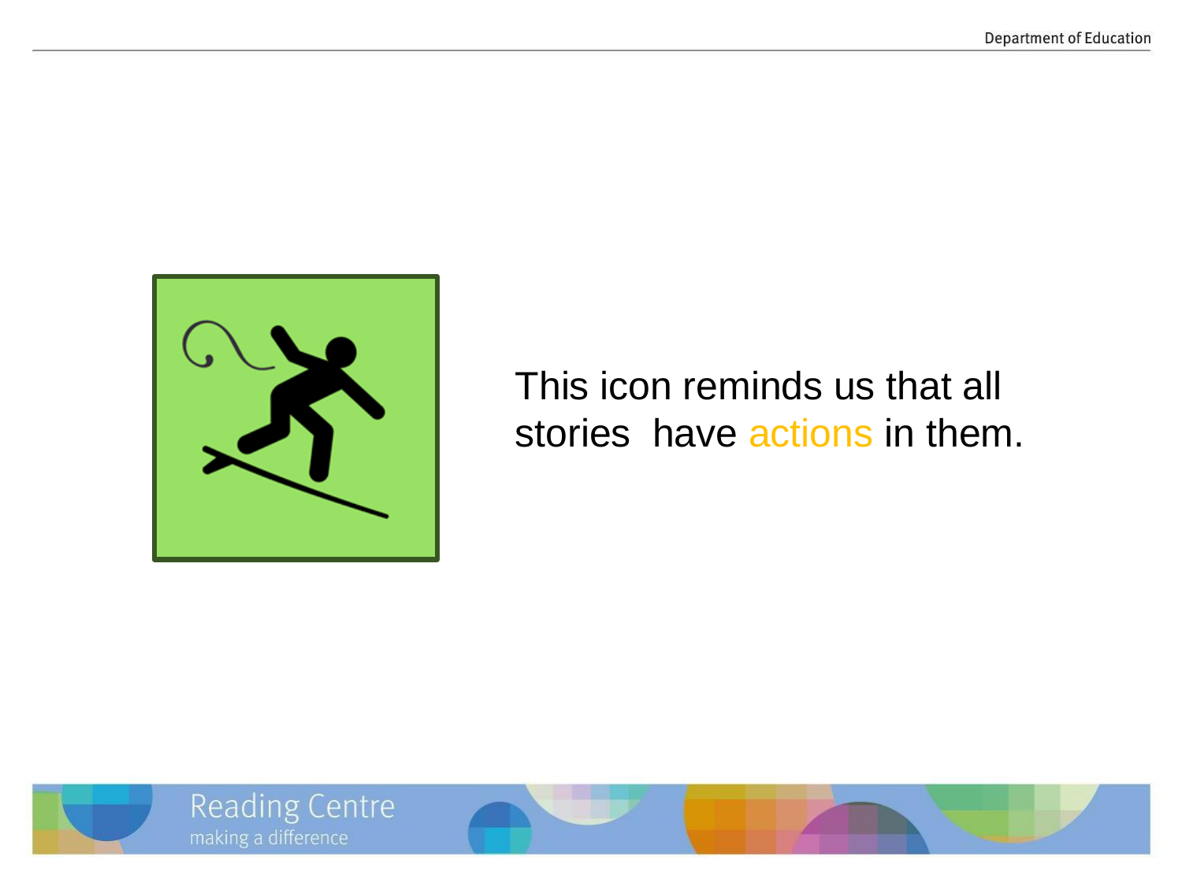This icon reminds us that all stories have actions in them.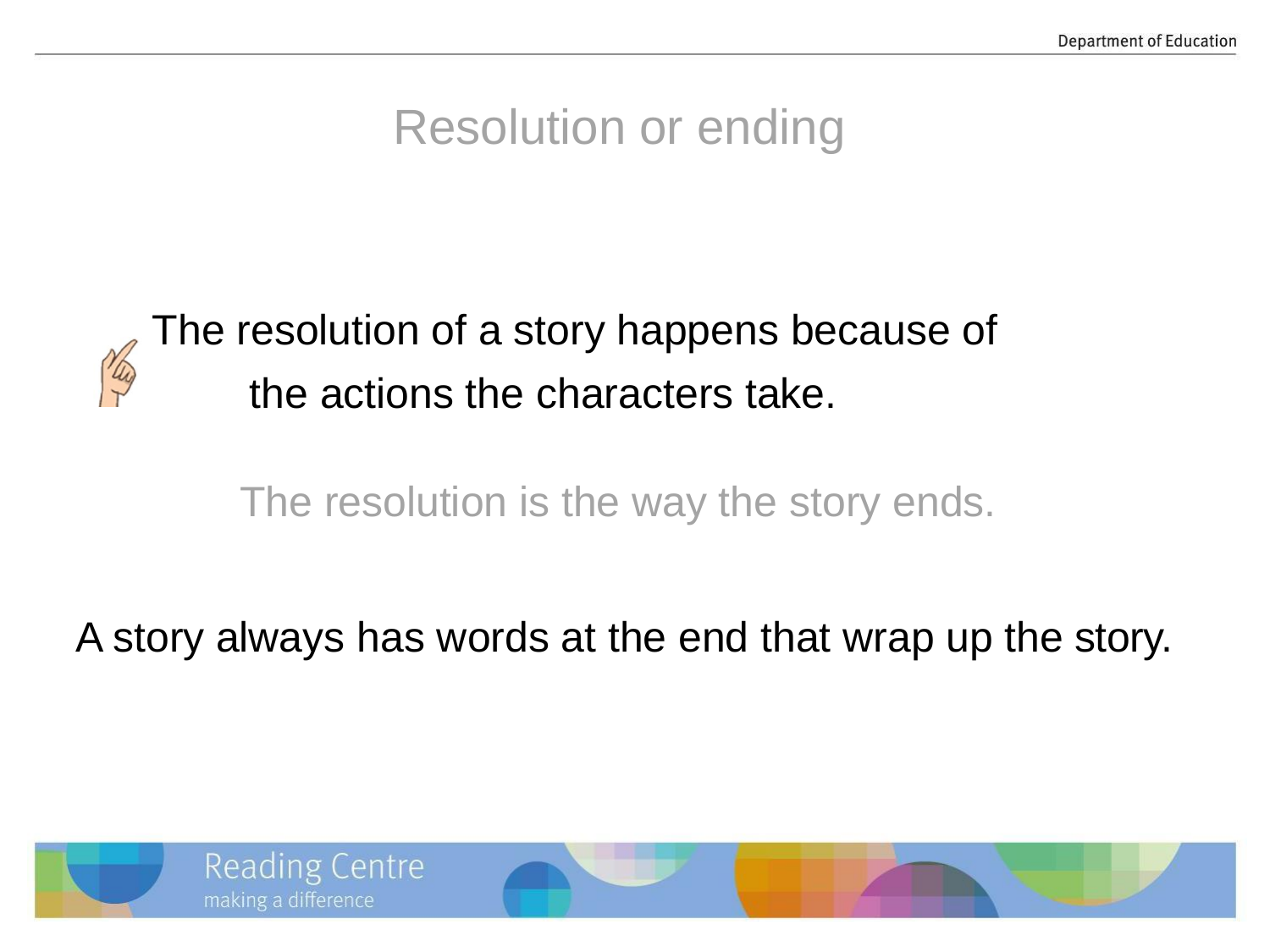# Resolution or ending

The resolution of a story happens because of the actions the characters take.

The resolution is the way the story ends.

A story always has words at the end that wrap up the story.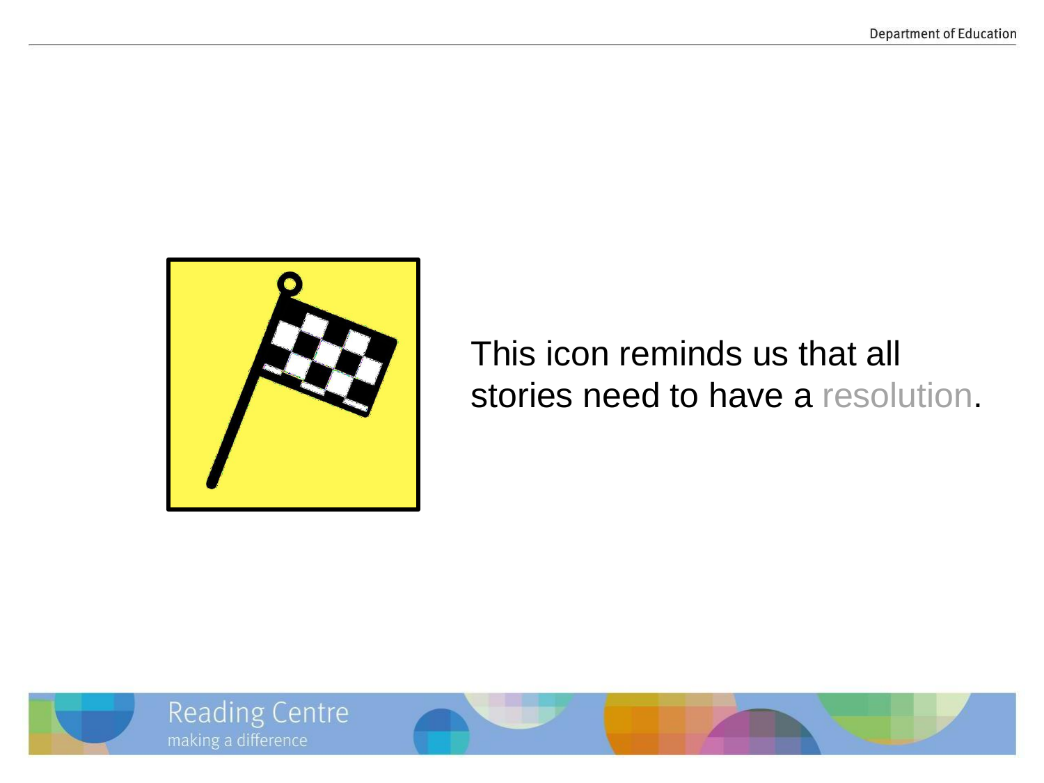This icon reminds us that all stories need to have a resolution.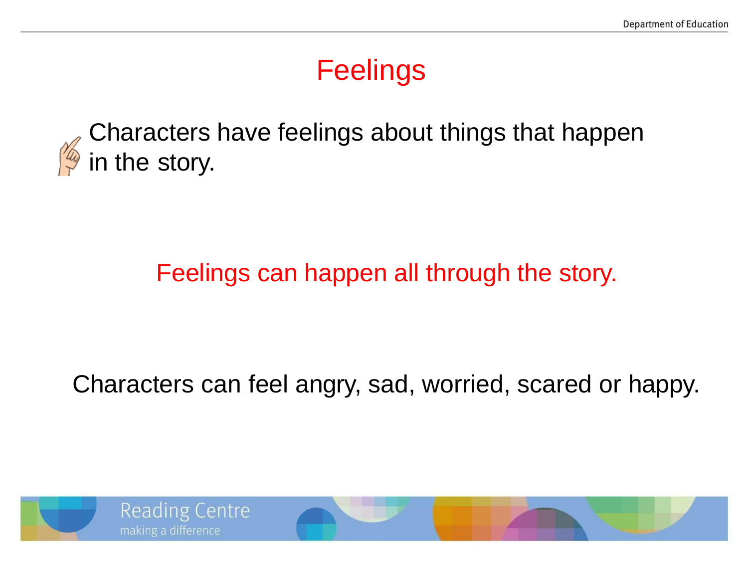# Feelings

Characters have feelings about things that happen in the story.

Feelings can happen all through the story.

Characters can feel angry, sad, worried, scared or happy.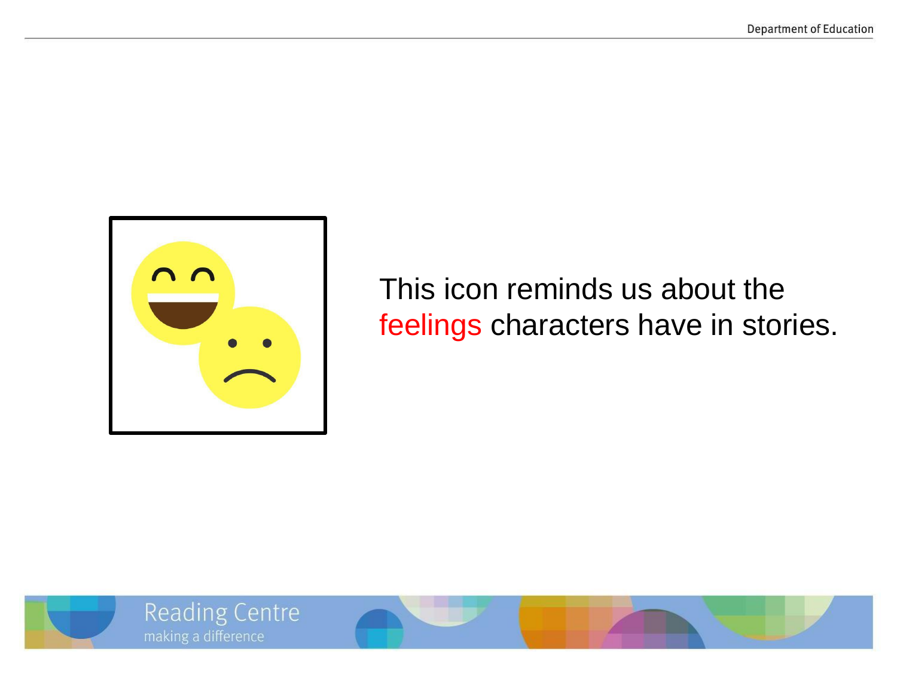This icon reminds us about the feelings characters have in stories.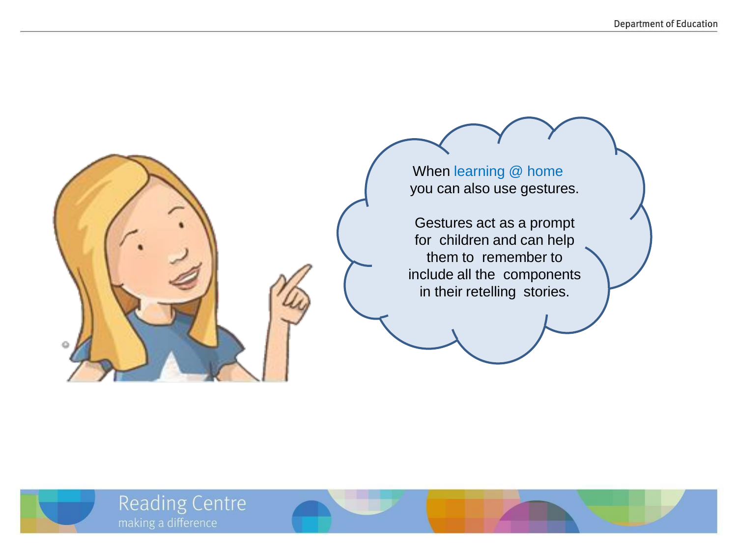When learning @ home you can also use gestures.

Gestures act as a prompt for children and can help them to remember to include all the components in their retelling stories.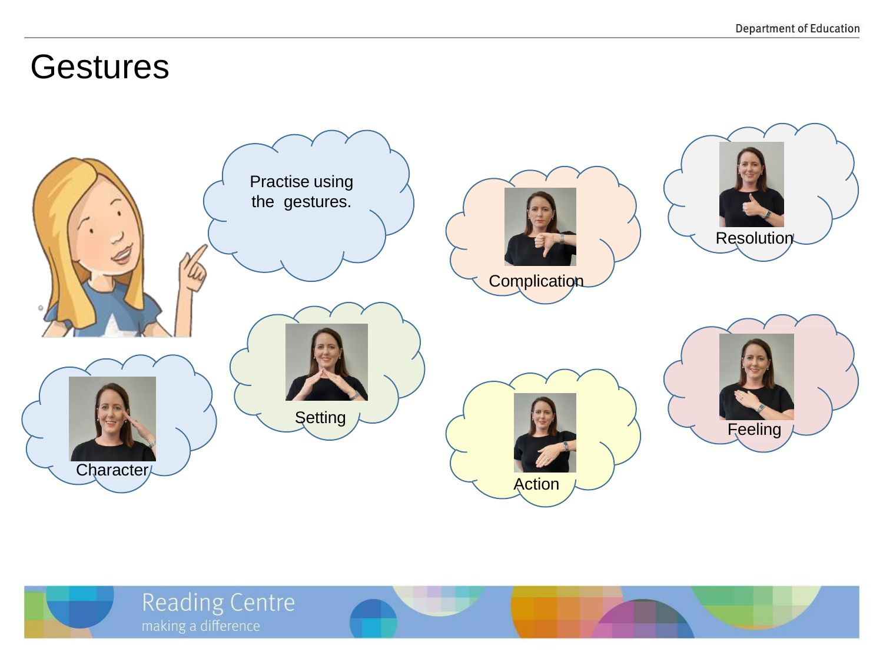# Gestures

Practise using the gestures.

Complication

Resolution

Setting

Character

Action

Feeling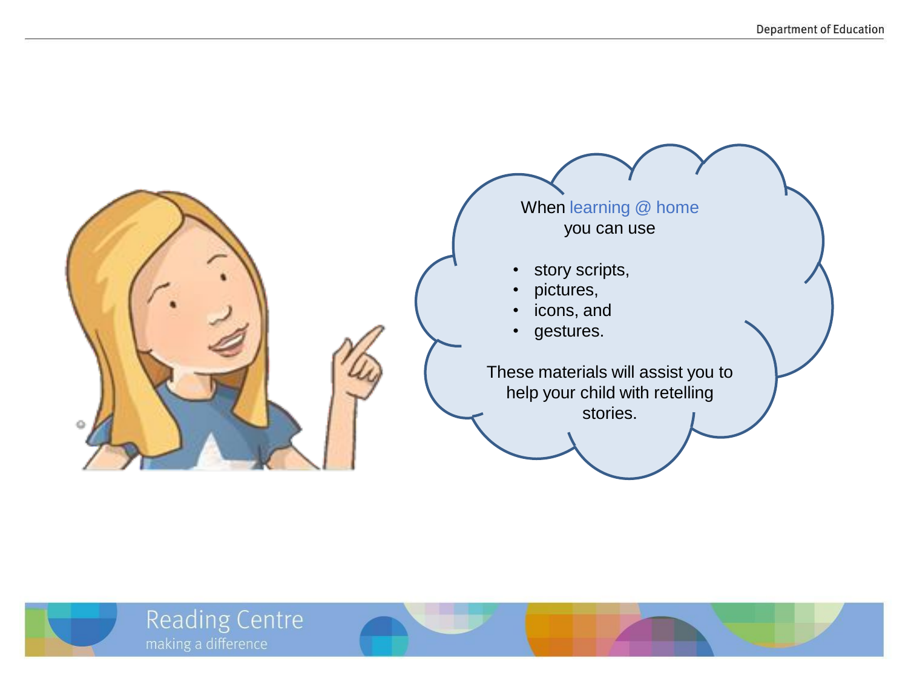When learning @ home you can use

- story scripts,
- pictures,
- icons, and
- gestures.

These materials will assist you to help your child with retelling stories.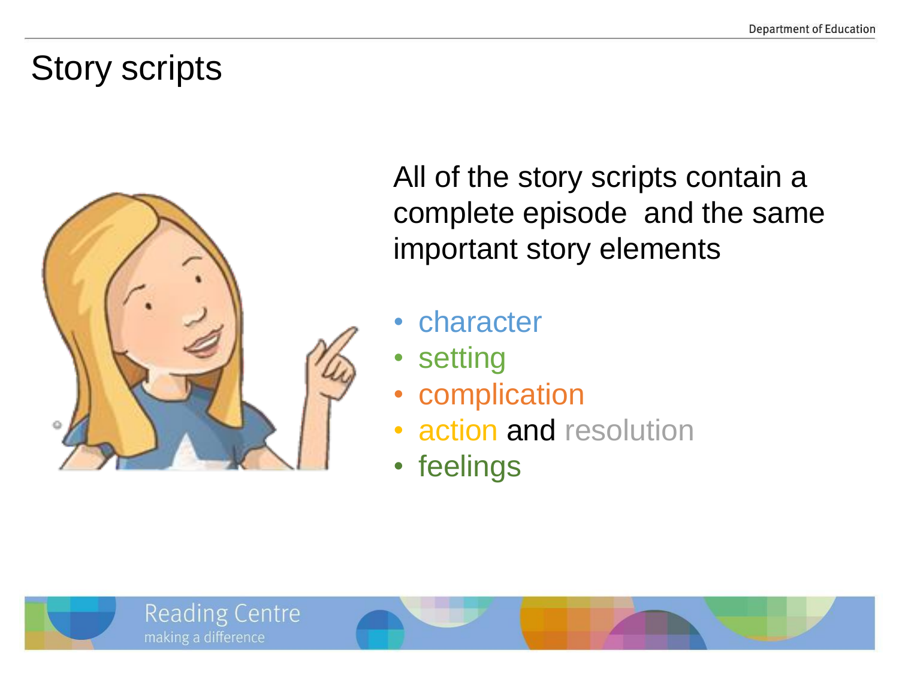# Story scripts

All of the story scripts contain a complete episode and the same important story elements

- character
- setting
- complication
- action and resolution
- feelings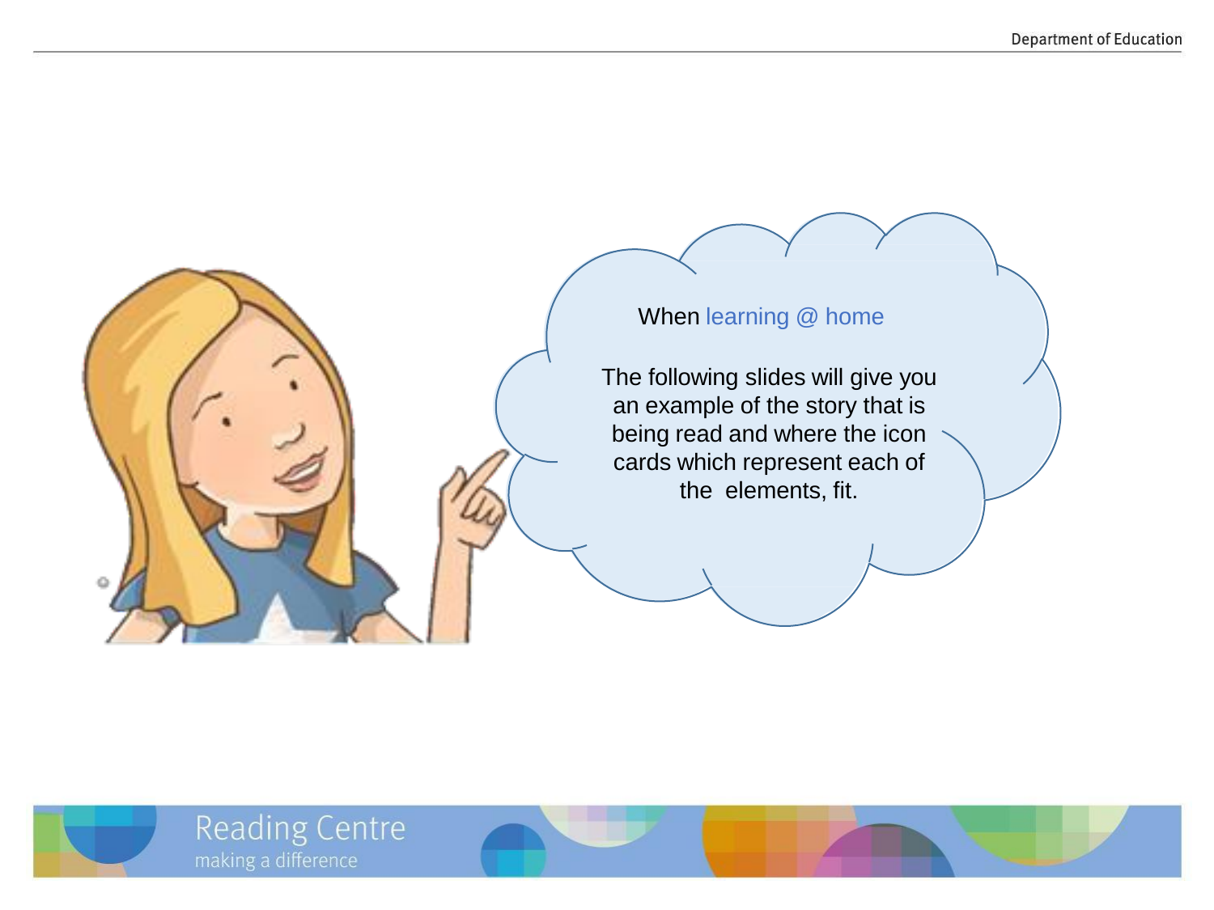When learning @ home

The following slides will give you an example of the story that is being read and where the icon cards which represent each of the  elements, fit.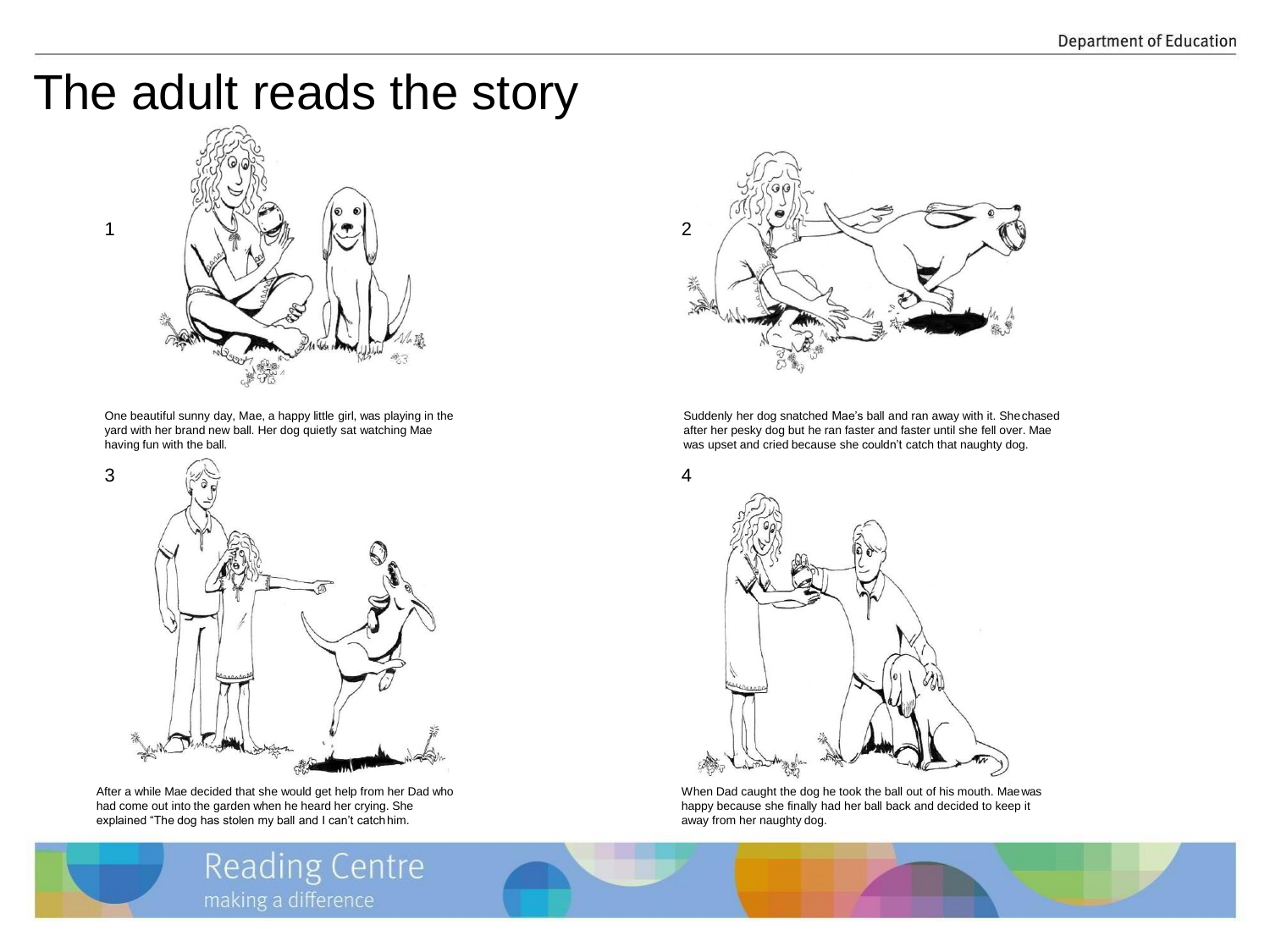# The adult reads the story

1

One beautiful sunny day, Mae, a happy little girl, was playing in the yard with her brand new ball. Her dog quietly sat watching Mae having fun with the ball.

2

Suddenly her dog snatched Mae's ball and ran away with it. She chased after her pesky dog but he ran faster and faster until she fell over. Mae was upset and cried because she couldn't catch that naughty dog.

3

After a while Mae decided that she would get help from her Dad who had come out into the garden when he heard her crying. She explained "The dog has stolen my ball and I can't catch him.

4

When Dad caught the dog he took the ball out of his mouth. Mae was happy because she finally had her ball back and decided to keep it away from her naughty dog.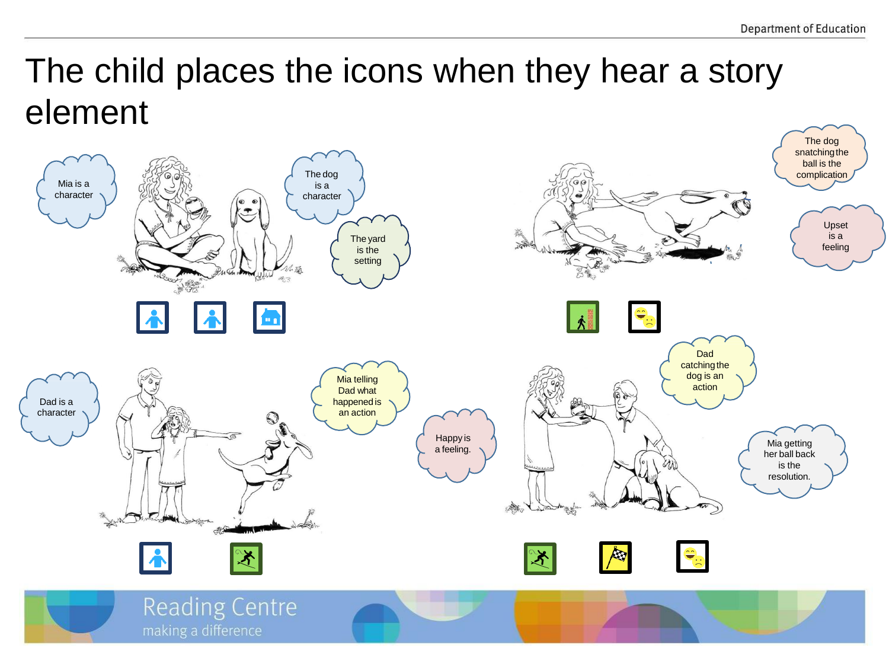# The child places the icons when they hear a story element

Mia is a character

The dog is a character

The yard is the setting

The dog snatching the ball is the complication

Upset is a feeling

Dad is a character

Mia telling Dad what happened is an action

Happy is a feeling.

Dad catching the dog is an action

Mia getting her ball back is the resolution.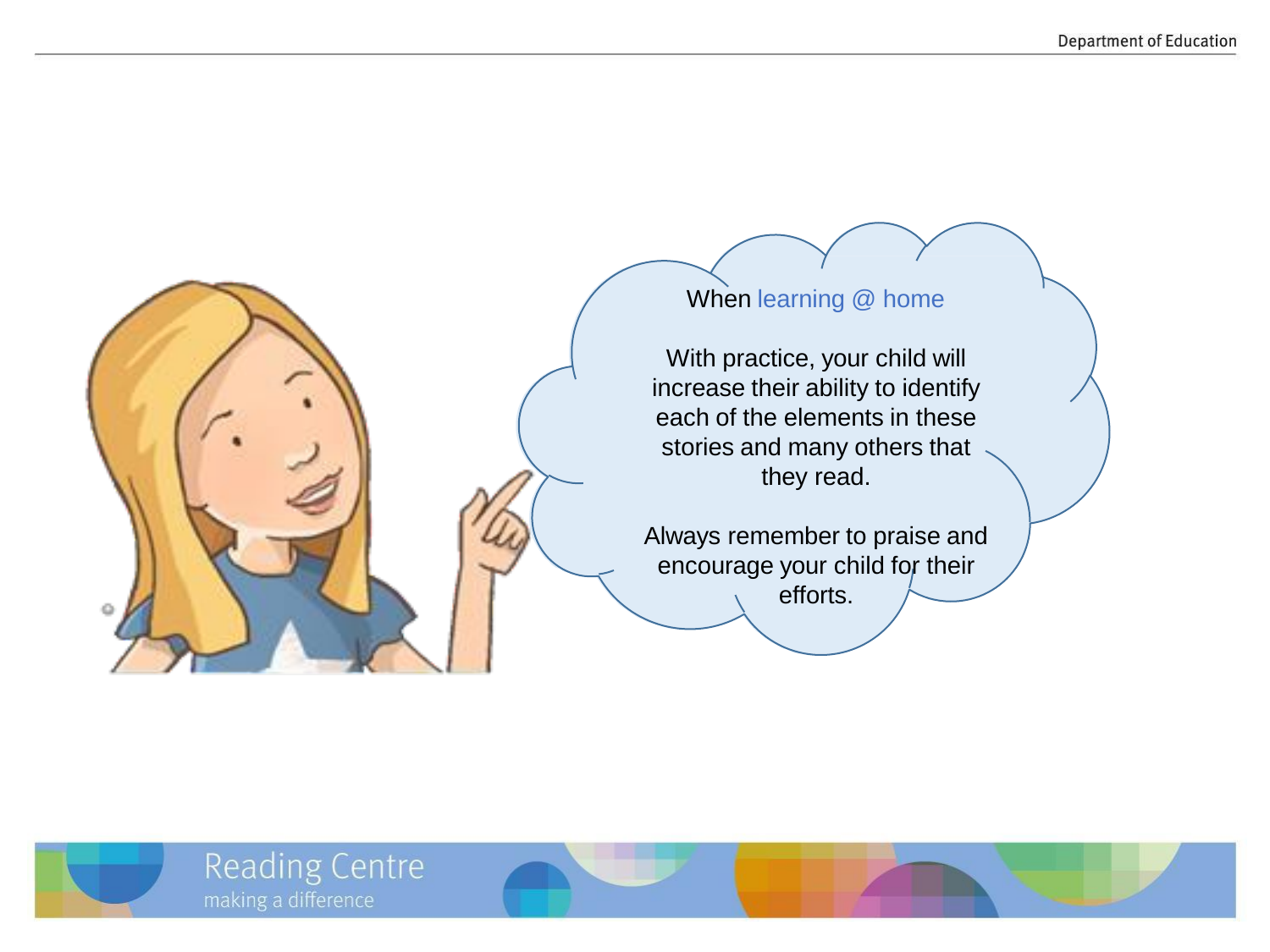When learning @ home

With practice, your child will increase their ability to identify each of the elements in these stories and many others that they read.

Always remember to praise and encourage your child for their efforts.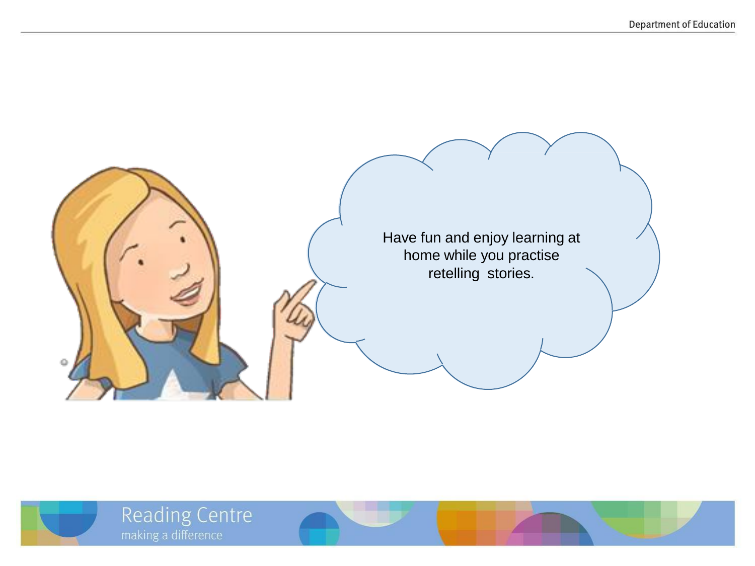Have fun and enjoy learning at home while you practise retelling stories.